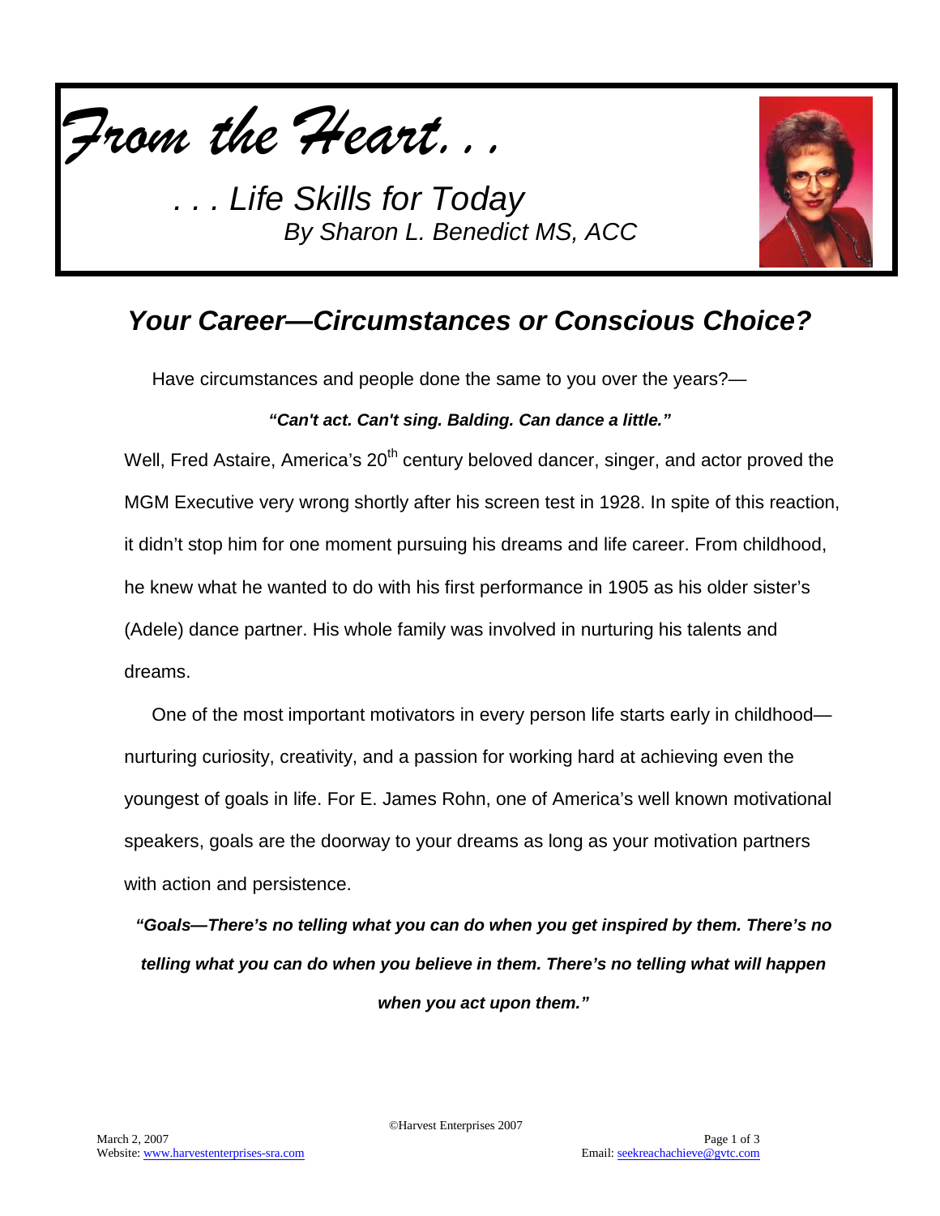# *From the Heart. . .*

*. . . Life Skills for Today*
*By Sharon L. Benedict MS, ACC*

## *Your Career—Circumstances or Conscious Choice?*

Have circumstances and people done the same to you over the years?—

***"Can't act. Can't sing. Balding. Can dance a little."***

Well, Fred Astaire, America's 20th century beloved dancer, singer, and actor proved the MGM Executive very wrong shortly after his screen test in 1928. In spite of this reaction, it didn't stop him for one moment pursuing his dreams and life career. From childhood, he knew what he wanted to do with his first performance in 1905 as his older sister's (Adele) dance partner. His whole family was involved in nurturing his talents and dreams.

One of the most important motivators in every person life starts early in childhood—nurturing curiosity, creativity, and a passion for working hard at achieving even the youngest of goals in life. For E. James Rohn, one of America's well known motivational speakers, goals are the doorway to your dreams as long as your motivation partners with action and persistence.

***"Goals—There's no telling what you can do when you get inspired by them. There's no telling what you can do when you believe in them. There's no telling what will happen when you act upon them."***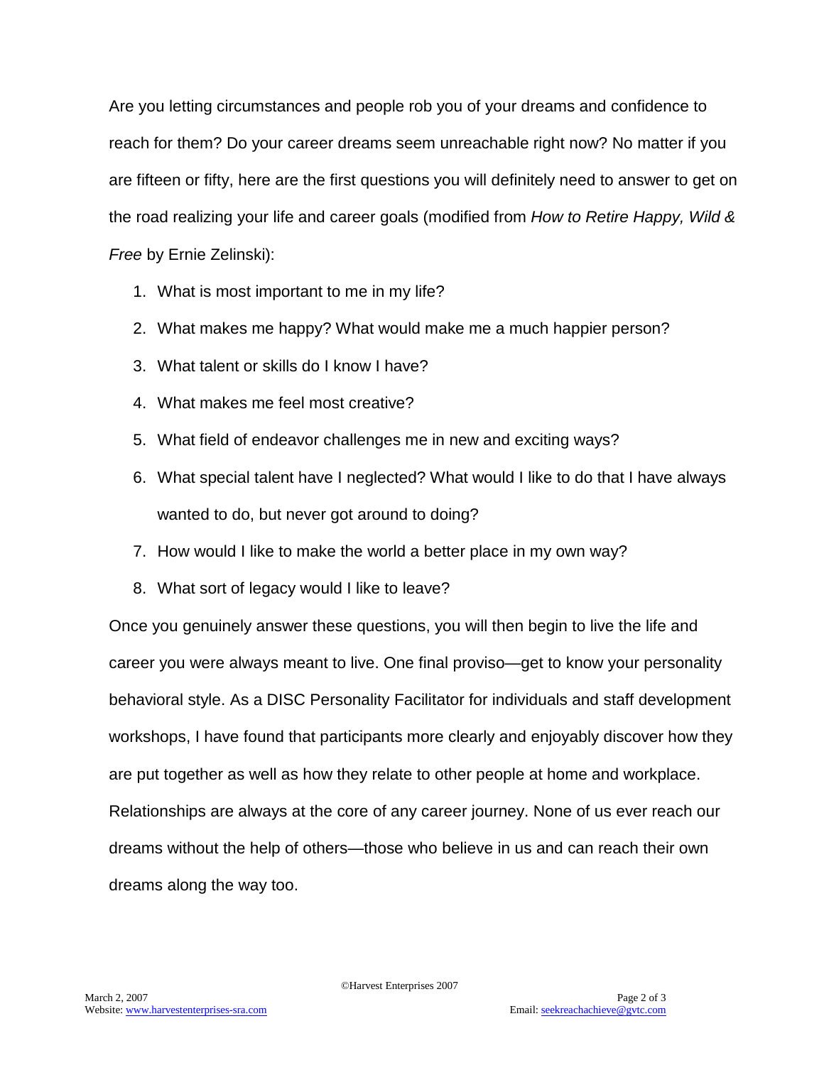Are you letting circumstances and people rob you of your dreams and confidence to reach for them? Do your career dreams seem unreachable right now? No matter if you are fifteen or fifty, here are the first questions you will definitely need to answer to get on the road realizing your life and career goals (modified from *How to Retire Happy, Wild & Free* by Ernie Zelinski):

1. What is most important to me in my life?
2. What makes me happy? What would make me a much happier person?
3. What talent or skills do I know I have?
4. What makes me feel most creative?
5. What field of endeavor challenges me in new and exciting ways?
6. What special talent have I neglected? What would I like to do that I have always wanted to do, but never got around to doing?
7. How would I like to make the world a better place in my own way?
8. What sort of legacy would I like to leave?

Once you genuinely answer these questions, you will then begin to live the life and career you were always meant to live. One final proviso—get to know your personality behavioral style. As a DISC Personality Facilitator for individuals and staff development workshops, I have found that participants more clearly and enjoyably discover how they are put together as well as how they relate to other people at home and workplace. Relationships are always at the core of any career journey. None of us ever reach our dreams without the help of others—those who believe in us and can reach their own dreams along the way too.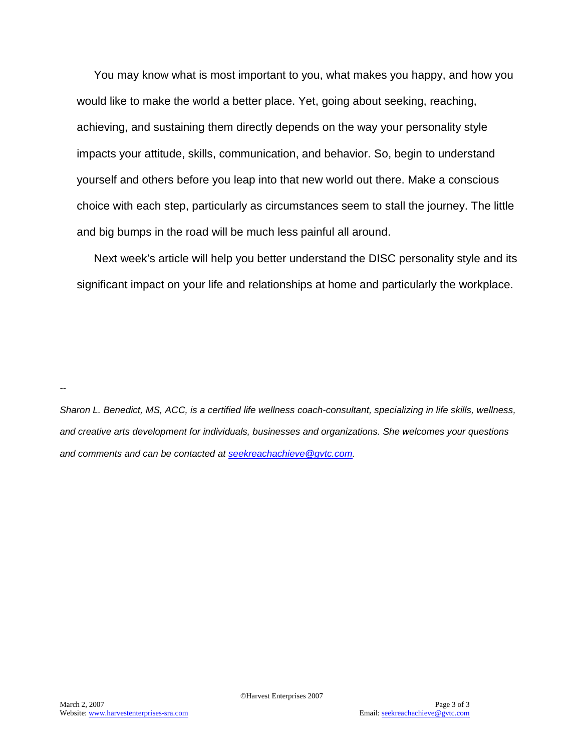You may know what is most important to you, what makes you happy, and how you would like to make the world a better place. Yet, going about seeking, reaching, achieving, and sustaining them directly depends on the way your personality style impacts your attitude, skills, communication, and behavior. So, begin to understand yourself and others before you leap into that new world out there. Make a conscious choice with each step, particularly as circumstances seem to stall the journey. The little and big bumps in the road will be much less painful all around.

Next week's article will help you better understand the DISC personality style and its significant impact on your life and relationships at home and particularly the workplace.

--

*Sharon L. Benedict, MS, ACC, is a certified life wellness coach-consultant, specializing in life skills, wellness, and creative arts development for individuals, businesses and organizations. She welcomes your questions and comments and can be contacted at [seekreachachieve@gvtc.com](mailto:seekreachachieve@gvtc.com).*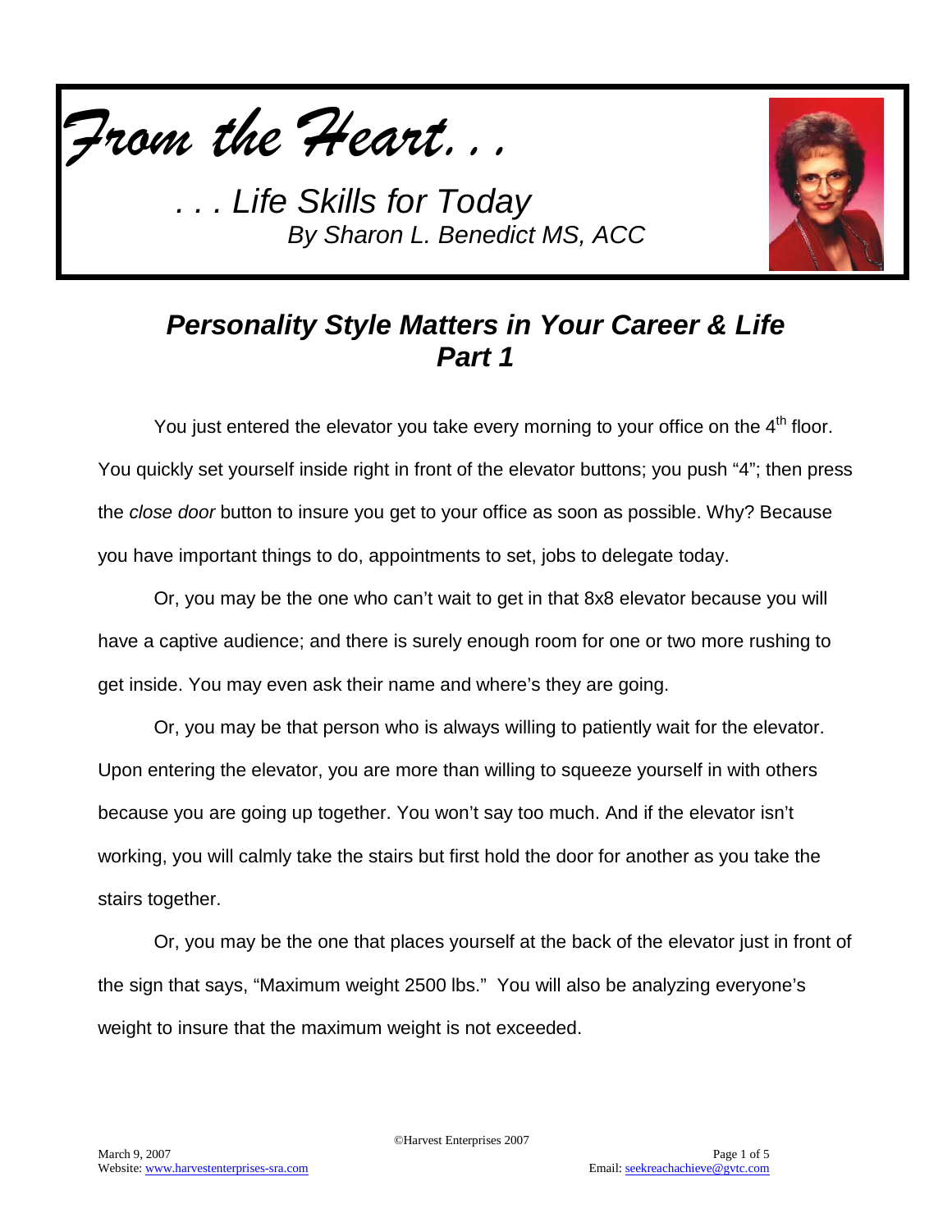*From the Heart. . .*

*. . . Life Skills for Today*
*By Sharon L. Benedict MS, ACC*

## *Personality Style Matters in Your Career & Life Part 1*

You just entered the elevator you take every morning to your office on the 4th floor. You quickly set yourself inside right in front of the elevator buttons; you push "4"; then press the *close door* button to insure you get to your office as soon as possible. Why? Because you have important things to do, appointments to set, jobs to delegate today.

Or, you may be the one who can't wait to get in that 8x8 elevator because you will have a captive audience; and there is surely enough room for one or two more rushing to get inside. You may even ask their name and where's they are going.

Or, you may be that person who is always willing to patiently wait for the elevator. Upon entering the elevator, you are more than willing to squeeze yourself in with others because you are going up together. You won't say too much. And if the elevator isn't working, you will calmly take the stairs but first hold the door for another as you take the stairs together.

Or, you may be the one that places yourself at the back of the elevator just in front of the sign that says, "Maximum weight 2500 lbs." You will also be analyzing everyone's weight to insure that the maximum weight is not exceeded.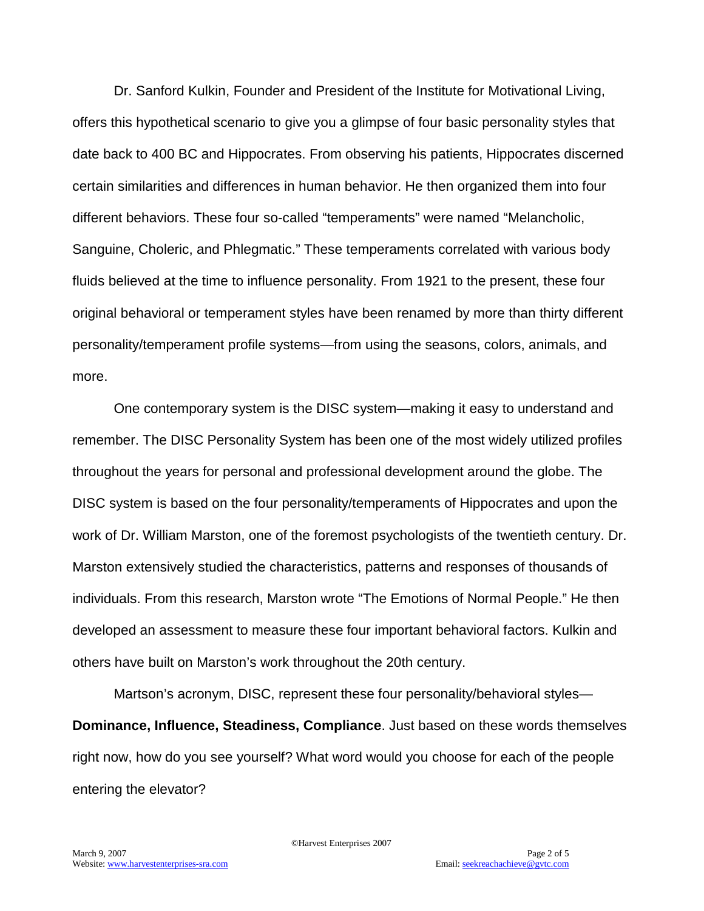Dr. Sanford Kulkin, Founder and President of the Institute for Motivational Living, offers this hypothetical scenario to give you a glimpse of four basic personality styles that date back to 400 BC and Hippocrates. From observing his patients, Hippocrates discerned certain similarities and differences in human behavior. He then organized them into four different behaviors. These four so-called "temperaments" were named "Melancholic, Sanguine, Choleric, and Phlegmatic." These temperaments correlated with various body fluids believed at the time to influence personality. From 1921 to the present, these four original behavioral or temperament styles have been renamed by more than thirty different personality/temperament profile systems—from using the seasons, colors, animals, and more.

One contemporary system is the DISC system—making it easy to understand and remember. The DISC Personality System has been one of the most widely utilized profiles throughout the years for personal and professional development around the globe. The DISC system is based on the four personality/temperaments of Hippocrates and upon the work of Dr. William Marston, one of the foremost psychologists of the twentieth century. Dr. Marston extensively studied the characteristics, patterns and responses of thousands of individuals. From this research, Marston wrote "The Emotions of Normal People." He then developed an assessment to measure these four important behavioral factors. Kulkin and others have built on Marston's work throughout the 20th century.

Martson's acronym, DISC, represent these four personality/behavioral styles—**Dominance, Influence, Steadiness, Compliance**. Just based on these words themselves right now, how do you see yourself? What word would you choose for each of the people entering the elevator?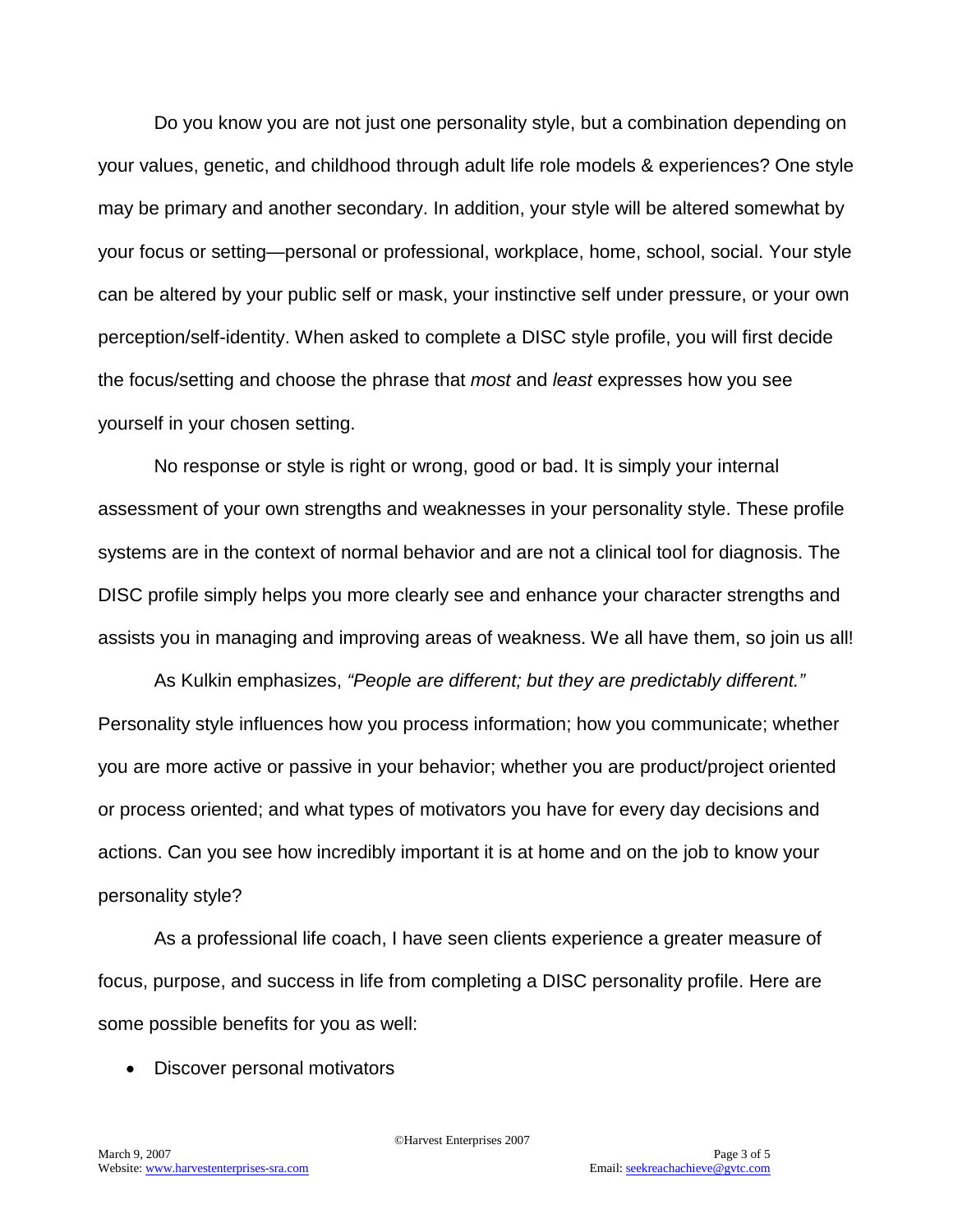Do you know you are not just one personality style, but a combination depending on your values, genetic, and childhood through adult life role models & experiences? One style may be primary and another secondary. In addition, your style will be altered somewhat by your focus or setting—personal or professional, workplace, home, school, social. Your style can be altered by your public self or mask, your instinctive self under pressure, or your own perception/self-identity. When asked to complete a DISC style profile, you will first decide the focus/setting and choose the phrase that *most* and *least* expresses how you see yourself in your chosen setting.

No response or style is right or wrong, good or bad. It is simply your internal assessment of your own strengths and weaknesses in your personality style. These profile systems are in the context of normal behavior and are not a clinical tool for diagnosis. The DISC profile simply helps you more clearly see and enhance your character strengths and assists you in managing and improving areas of weakness. We all have them, so join us all!

As Kulkin emphasizes, *"People are different; but they are predictably different."* Personality style influences how you process information; how you communicate; whether you are more active or passive in your behavior; whether you are product/project oriented or process oriented; and what types of motivators you have for every day decisions and actions. Can you see how incredibly important it is at home and on the job to know your personality style?

As a professional life coach, I have seen clients experience a greater measure of focus, purpose, and success in life from completing a DISC personality profile. Here are some possible benefits for you as well:

- Discover personal motivators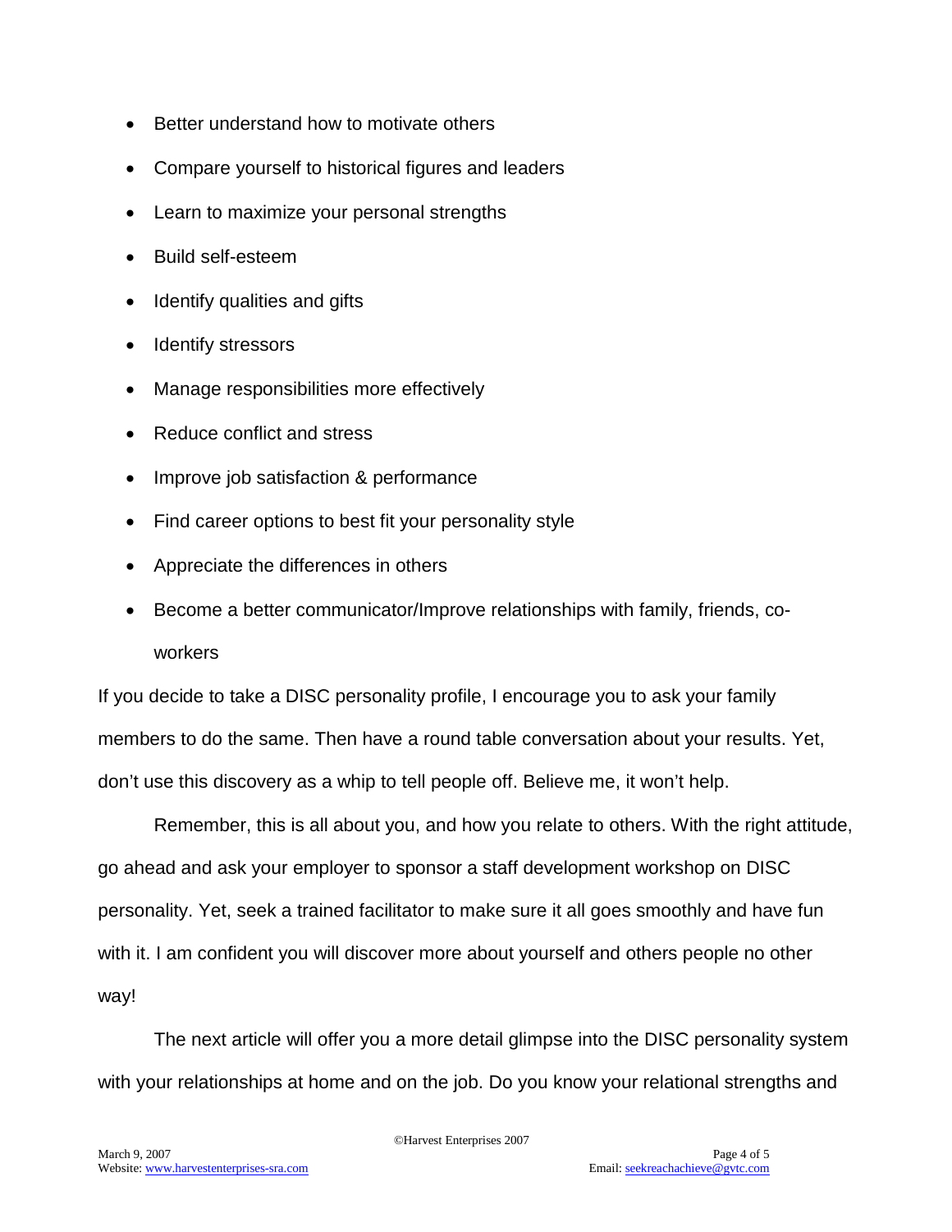- Better understand how to motivate others
- Compare yourself to historical figures and leaders
- Learn to maximize your personal strengths
- Build self-esteem
- Identify qualities and gifts
- Identify stressors
- Manage responsibilities more effectively
- Reduce conflict and stress
- Improve job satisfaction & performance
- Find career options to best fit your personality style
- Appreciate the differences in others
- Become a better communicator/Improve relationships with family, friends, co-workers

If you decide to take a DISC personality profile, I encourage you to ask your family members to do the same. Then have a round table conversation about your results. Yet, don't use this discovery as a whip to tell people off. Believe me, it won't help.

Remember, this is all about you, and how you relate to others. With the right attitude, go ahead and ask your employer to sponsor a staff development workshop on DISC personality. Yet, seek a trained facilitator to make sure it all goes smoothly and have fun with it. I am confident you will discover more about yourself and others people no other way!

The next article will offer you a more detail glimpse into the DISC personality system with your relationships at home and on the job. Do you know your relational strengths and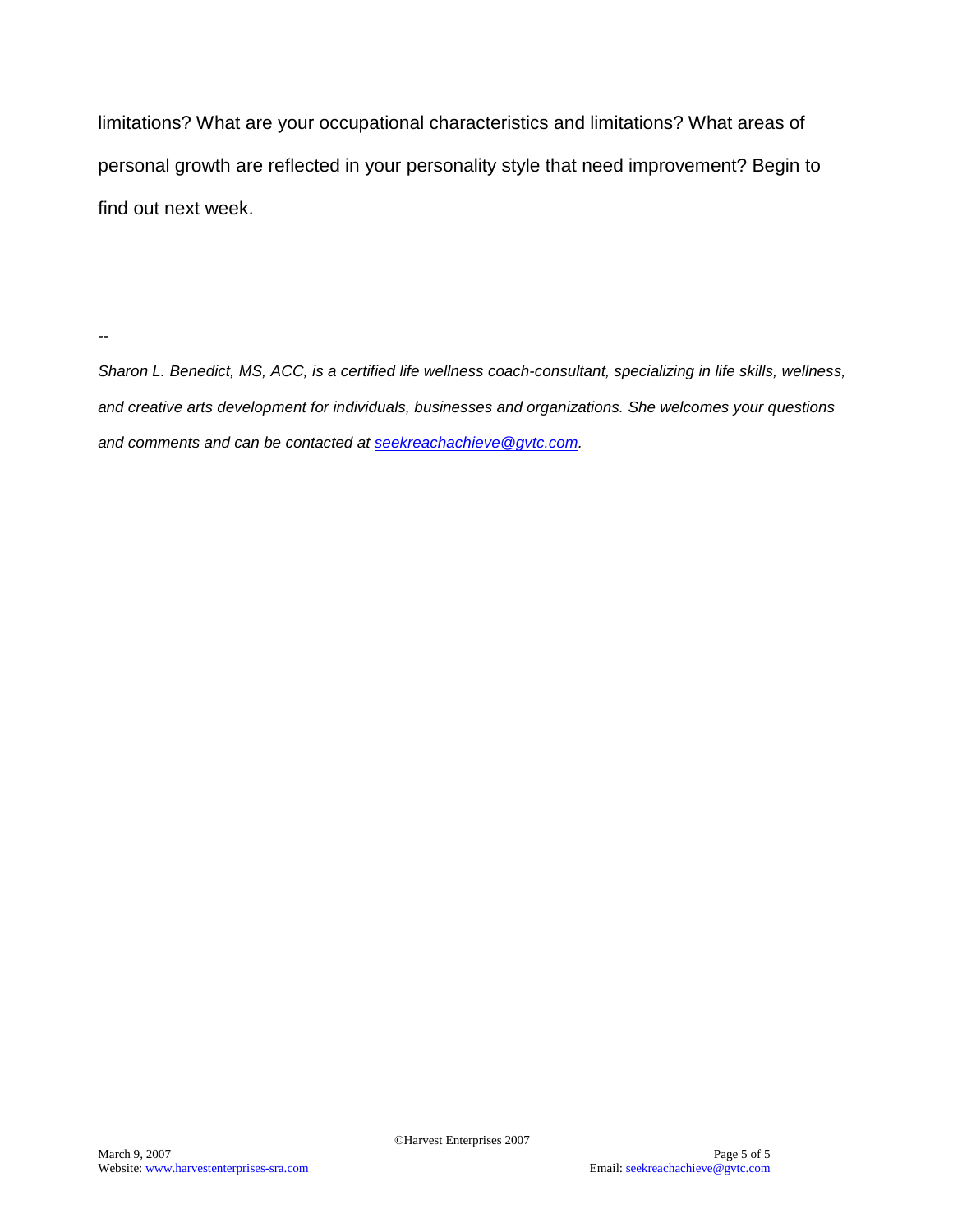limitations? What are your occupational characteristics and limitations? What areas of personal growth are reflected in your personality style that need improvement? Begin to find out next week.

--

*Sharon L. Benedict, MS, ACC, is a certified life wellness coach-consultant, specializing in life skills, wellness, and creative arts development for individuals, businesses and organizations. She welcomes your questions and comments and can be contacted at [seekreachachieve@gvtc.com](mailto:seekreachachieve@gvtc.com).*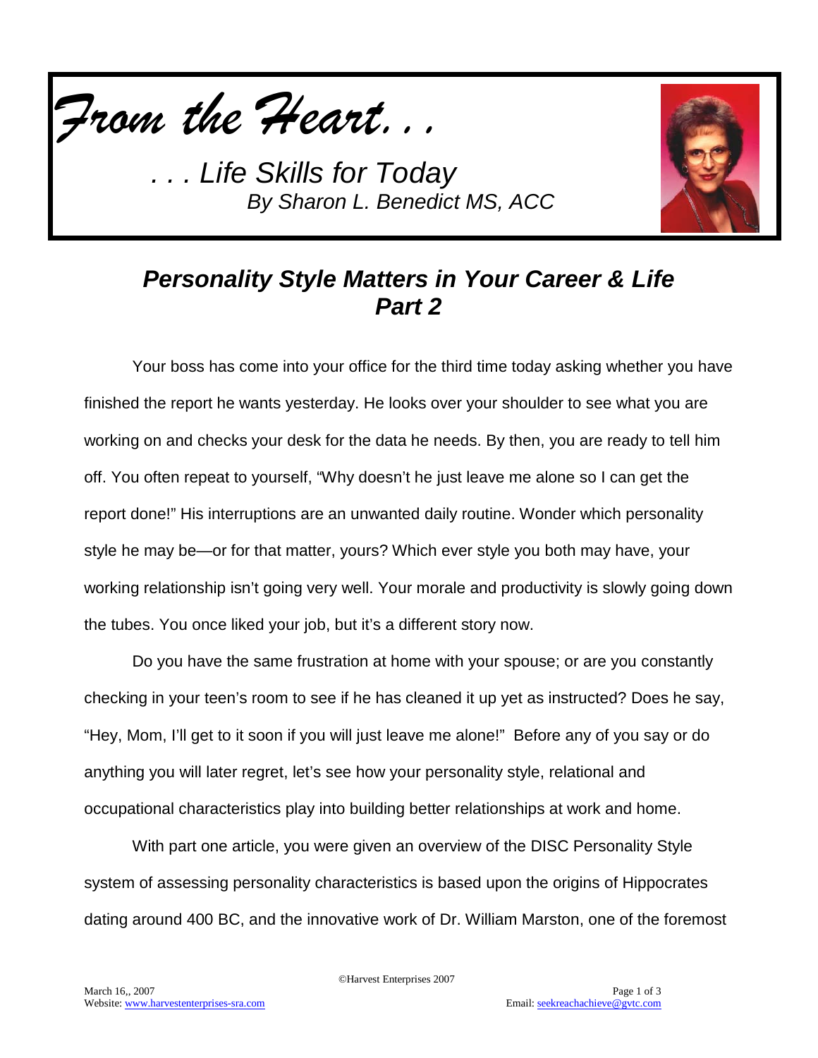*From the Heart. . .*

*. . . Life Skills for Today*

*By Sharon L. Benedict MS, ACC*

## *Personality Style Matters in Your Career & Life Part 2*

Your boss has come into your office for the third time today asking whether you have finished the report he wants yesterday. He looks over your shoulder to see what you are working on and checks your desk for the data he needs. By then, you are ready to tell him off. You often repeat to yourself, "Why doesn't he just leave me alone so I can get the report done!" His interruptions are an unwanted daily routine. Wonder which personality style he may be—or for that matter, yours? Which ever style you both may have, your working relationship isn't going very well. Your morale and productivity is slowly going down the tubes. You once liked your job, but it's a different story now.

Do you have the same frustration at home with your spouse; or are you constantly checking in your teen's room to see if he has cleaned it up yet as instructed? Does he say, "Hey, Mom, I'll get to it soon if you will just leave me alone!" Before any of you say or do anything you will later regret, let's see how your personality style, relational and occupational characteristics play into building better relationships at work and home.

With part one article, you were given an overview of the DISC Personality Style system of assessing personality characteristics is based upon the origins of Hippocrates dating around 400 BC, and the innovative work of Dr. William Marston, one of the foremost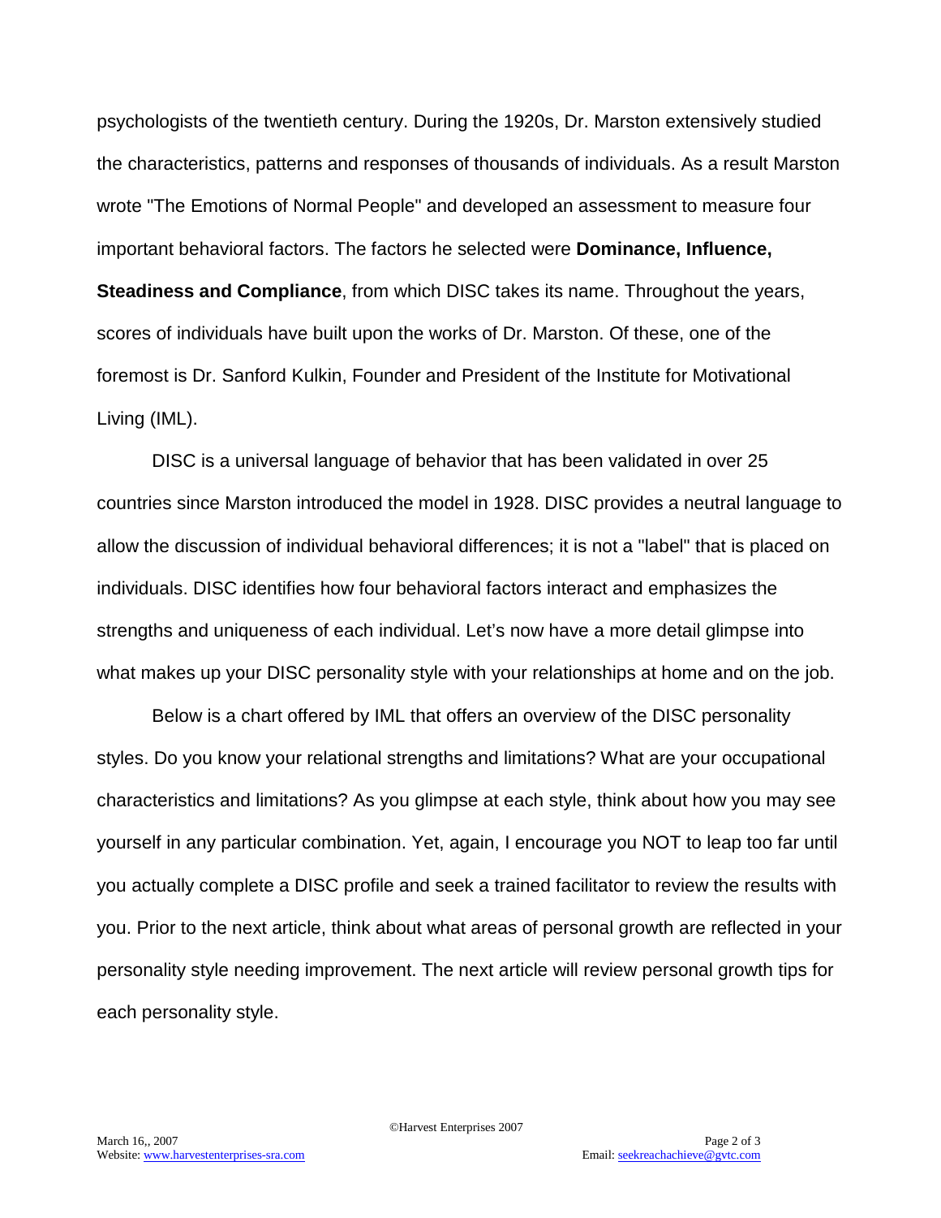psychologists of the twentieth century. During the 1920s, Dr. Marston extensively studied the characteristics, patterns and responses of thousands of individuals. As a result Marston wrote "The Emotions of Normal People" and developed an assessment to measure four important behavioral factors. The factors he selected were **Dominance, Influence, Steadiness and Compliance**, from which DISC takes its name. Throughout the years, scores of individuals have built upon the works of Dr. Marston. Of these, one of the foremost is Dr. Sanford Kulkin, Founder and President of the Institute for Motivational Living (IML).

DISC is a universal language of behavior that has been validated in over 25 countries since Marston introduced the model in 1928. DISC provides a neutral language to allow the discussion of individual behavioral differences; it is not a "label" that is placed on individuals. DISC identifies how four behavioral factors interact and emphasizes the strengths and uniqueness of each individual. Let's now have a more detail glimpse into what makes up your DISC personality style with your relationships at home and on the job.

Below is a chart offered by IML that offers an overview of the DISC personality styles. Do you know your relational strengths and limitations? What are your occupational characteristics and limitations? As you glimpse at each style, think about how you may see yourself in any particular combination. Yet, again, I encourage you NOT to leap too far until you actually complete a DISC profile and seek a trained facilitator to review the results with you. Prior to the next article, think about what areas of personal growth are reflected in your personality style needing improvement. The next article will review personal growth tips for each personality style.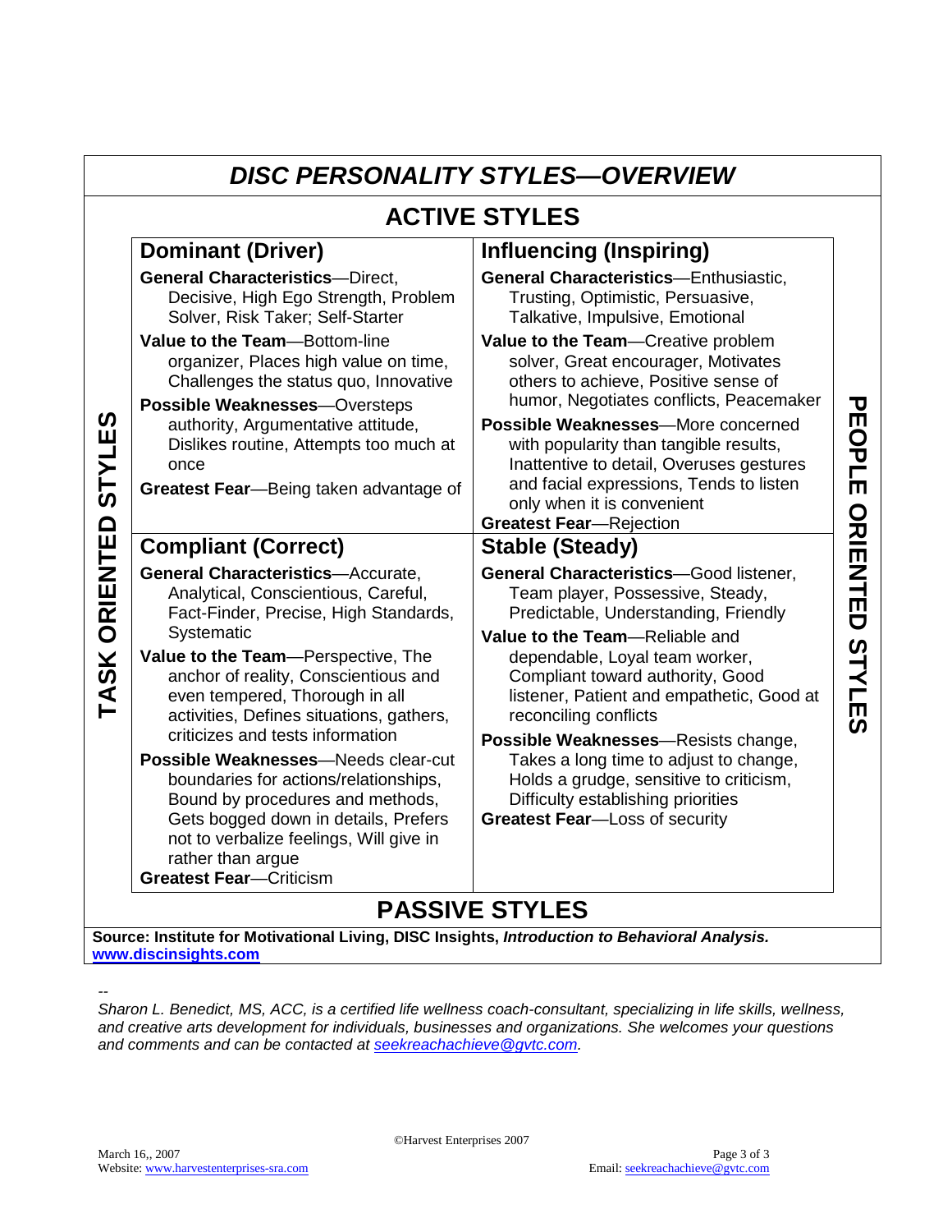# *DISC PERSONALITY STYLES—OVERVIEW*

## ACTIVE STYLES

**TASK ORIENTED STYLES** | **PEOPLE ORIENTED STYLES**

| Dominant (Driver) | Influencing (Inspiring) |
|---|---|
| **General Characteristics**—Direct, Decisive, High Ego Strength, Problem Solver, Risk Taker; Self-Starter<br>**Value to the Team**—Bottom-line organizer, Places high value on time, Challenges the status quo, Innovative<br>**Possible Weaknesses**—Oversteps authority, Argumentative attitude, Dislikes routine, Attempts too much at once<br>**Greatest Fear**—Being taken advantage of | **General Characteristics**—Enthusiastic, Trusting, Optimistic, Persuasive, Talkative, Impulsive, Emotional<br>**Value to the Team**—Creative problem solver, Great encourager, Motivates others to achieve, Positive sense of humor, Negotiates conflicts, Peacemaker<br>**Possible Weaknesses**—More concerned with popularity than tangible results, Inattentive to detail, Overuses gestures and facial expressions, Tends to listen only when it is convenient<br>**Greatest Fear**—Rejection |
| **Compliant (Correct)** | **Stable (Steady)** |
| **General Characteristics**—Accurate, Analytical, Conscientious, Careful, Fact-Finder, Precise, High Standards, Systematic<br>**Value to the Team**—Perspective, The anchor of reality, Conscientious and even tempered, Thorough in all activities, Defines situations, gathers, criticizes and tests information<br>**Possible Weaknesses**—Needs clear-cut boundaries for actions/relationships, Bound by procedures and methods, Gets bogged down in details, Prefers not to verbalize feelings, Will give in rather than argue<br>**Greatest Fear**—Criticism | **General Characteristics**—Good listener, Team player, Possessive, Steady, Predictable, Understanding, Friendly<br>**Value to the Team**—Reliable and dependable, Loyal team worker, Compliant toward authority, Good listener, Patient and empathetic, Good at reconciling conflicts<br>**Possible Weaknesses**—Resists change, Takes a long time to adjust to change, Holds a grudge, sensitive to criticism, Difficulty establishing priorities<br>**Greatest Fear**—Loss of security |

## PASSIVE STYLES

**Source: Institute for Motivational Living, DISC Insights, *Introduction to Behavioral Analysis.* www.discinsights.com**

--

*Sharon L. Benedict, MS, ACC, is a certified life wellness coach-consultant, specializing in life skills, wellness, and creative arts development for individuals, businesses and organizations. She welcomes your questions and comments and can be contacted at seekreachachieve@gvtc.com.*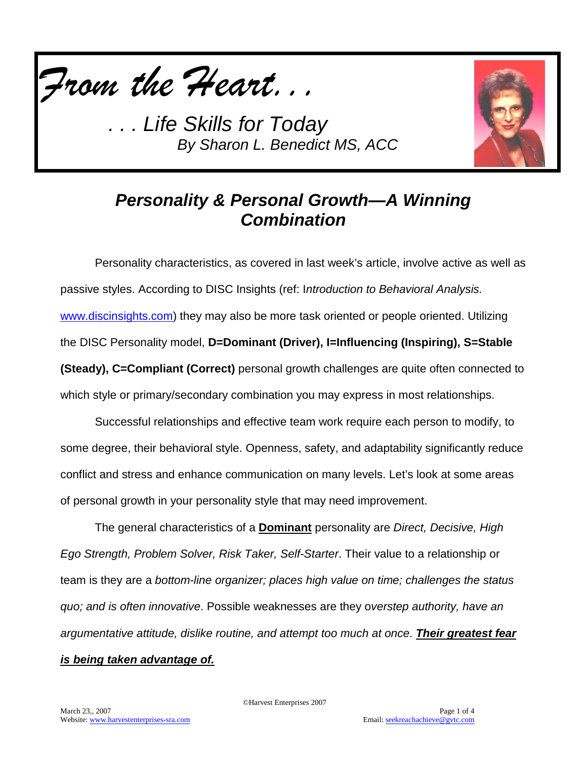# *From the Heart. . .*

*. . . Life Skills for Today*
*By Sharon L. Benedict MS, ACC*

## *Personality & Personal Growth—A Winning Combination*

Personality characteristics, as covered in last week's article, involve active as well as passive styles. According to DISC Insights (ref: I*ntroduction to Behavioral Analysis.* www.discinsights.com) they may also be more task oriented or people oriented. Utilizing the DISC Personality model, **D=Dominant (Driver), I=Influencing (Inspiring), S=Stable (Steady), C=Compliant (Correct)** personal growth challenges are quite often connected to which style or primary/secondary combination you may express in most relationships.

Successful relationships and effective team work require each person to modify, to some degree, their behavioral style. Openness, safety, and adaptability significantly reduce conflict and stress and enhance communication on many levels. Let's look at some areas of personal growth in your personality style that may need improvement.

The general characteristics of a **Dominant** personality are *Direct, Decisive, High Ego Strength, Problem Solver, Risk Taker, Self-Starter*. Their value to a relationship or team is they are a *bottom-line organizer; places high value on time; challenges the status quo; and is often innovative*. Possible weaknesses are they o*verstep authority, have an argumentative attitude, dislike routine, and attempt too much at once*. ***Their greatest fear is being taken advantage of.***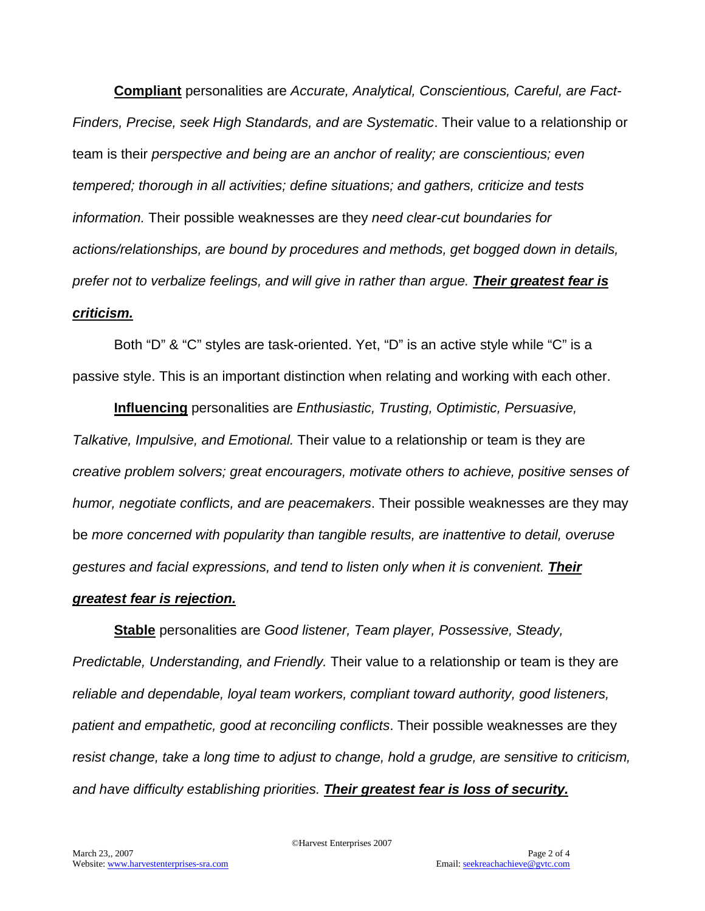**Compliant** personalities are *Accurate, Analytical, Conscientious, Careful, are Fact-Finders, Precise, seek High Standards, and are Systematic*. Their value to a relationship or team is their *perspective and being are an anchor of reality; are conscientious; even tempered; thorough in all activities; define situations; and gathers, criticize and tests information.* Their possible weaknesses are they *need clear-cut boundaries for actions/relationships, are bound by procedures and methods, get bogged down in details, prefer not to verbalize feelings, and will give in rather than argue.* ***Their greatest fear is criticism.***

Both "D" & "C" styles are task-oriented. Yet, "D" is an active style while "C" is a passive style. This is an important distinction when relating and working with each other.

**Influencing** personalities are *Enthusiastic, Trusting, Optimistic, Persuasive, Talkative, Impulsive, and Emotional.* Their value to a relationship or team is they are *creative problem solvers; great encouragers, motivate others to achieve, positive senses of humor, negotiate conflicts, and are peacemakers*. Their possible weaknesses are they may be *more concerned with popularity than tangible results, are inattentive to detail, overuse gestures and facial expressions, and tend to listen only when it is convenient.* ***Their greatest fear is rejection.***

**Stable** personalities are *Good listener, Team player, Possessive, Steady, Predictable, Understanding, and Friendly.* Their value to a relationship or team is they are *reliable and dependable, loyal team workers, compliant toward authority, good listeners, patient and empathetic, good at reconciling conflicts*. Their possible weaknesses are they *resist change, take a long time to adjust to change, hold a grudge, are sensitive to criticism, and have difficulty establishing priorities.* ***Their greatest fear is loss of security.***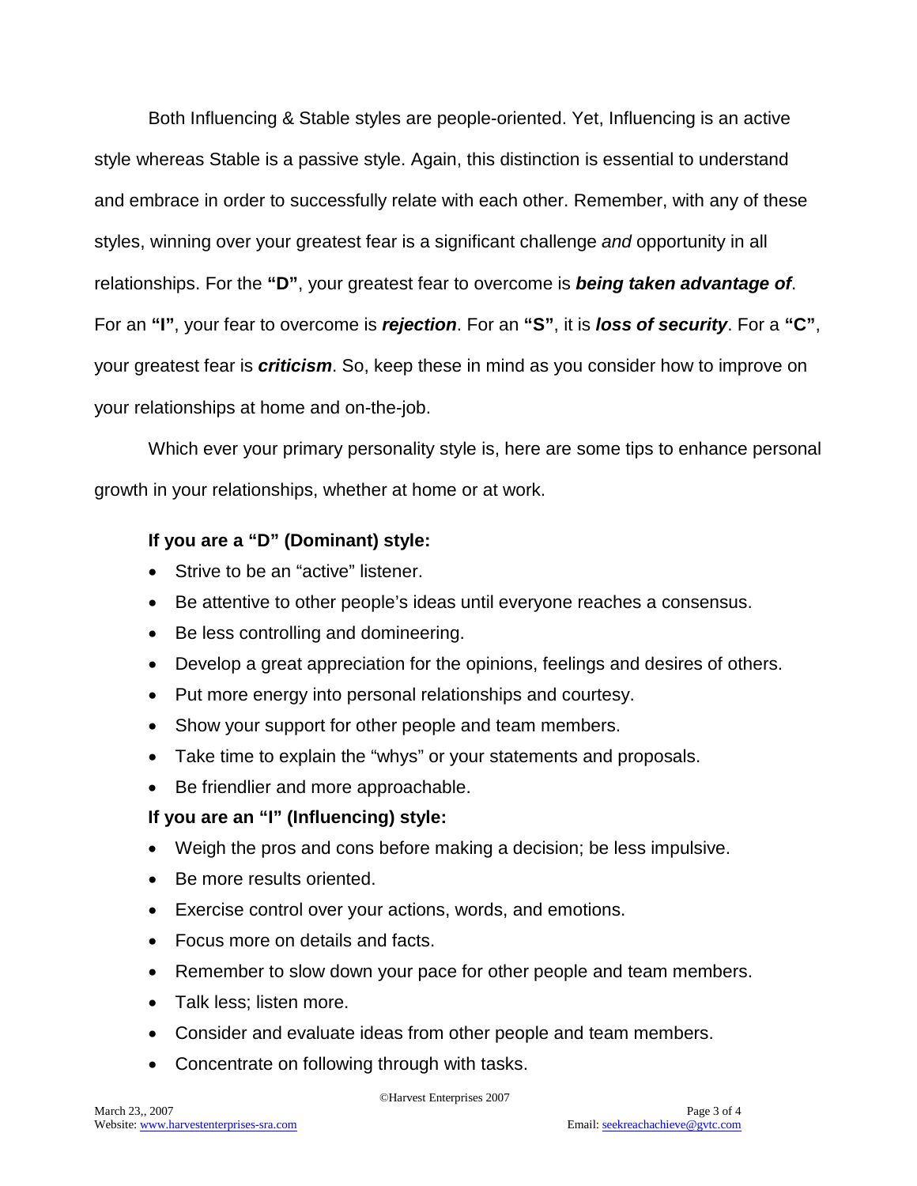Both Influencing & Stable styles are people-oriented. Yet, Influencing is an active style whereas Stable is a passive style. Again, this distinction is essential to understand and embrace in order to successfully relate with each other. Remember, with any of these styles, winning over your greatest fear is a significant challenge *and* opportunity in all relationships. For the **"D"**, your greatest fear to overcome is ***being taken advantage of***. For an **"I"**, your fear to overcome is ***rejection***. For an **"S"**, it is ***loss of security***. For a **"C"**, your greatest fear is ***criticism***. So, keep these in mind as you consider how to improve on your relationships at home and on-the-job.

Which ever your primary personality style is, here are some tips to enhance personal growth in your relationships, whether at home or at work.

**If you are a "D" (Dominant) style:**

- Strive to be an "active" listener.
- Be attentive to other people's ideas until everyone reaches a consensus.
- Be less controlling and domineering.
- Develop a great appreciation for the opinions, feelings and desires of others.
- Put more energy into personal relationships and courtesy.
- Show your support for other people and team members.
- Take time to explain the "whys" or your statements and proposals.
- Be friendlier and more approachable.

**If you are an "I" (Influencing) style:**

- Weigh the pros and cons before making a decision; be less impulsive.
- Be more results oriented.
- Exercise control over your actions, words, and emotions.
- Focus more on details and facts.
- Remember to slow down your pace for other people and team members.
- Talk less; listen more.
- Consider and evaluate ideas from other people and team members.
- Concentrate on following through with tasks.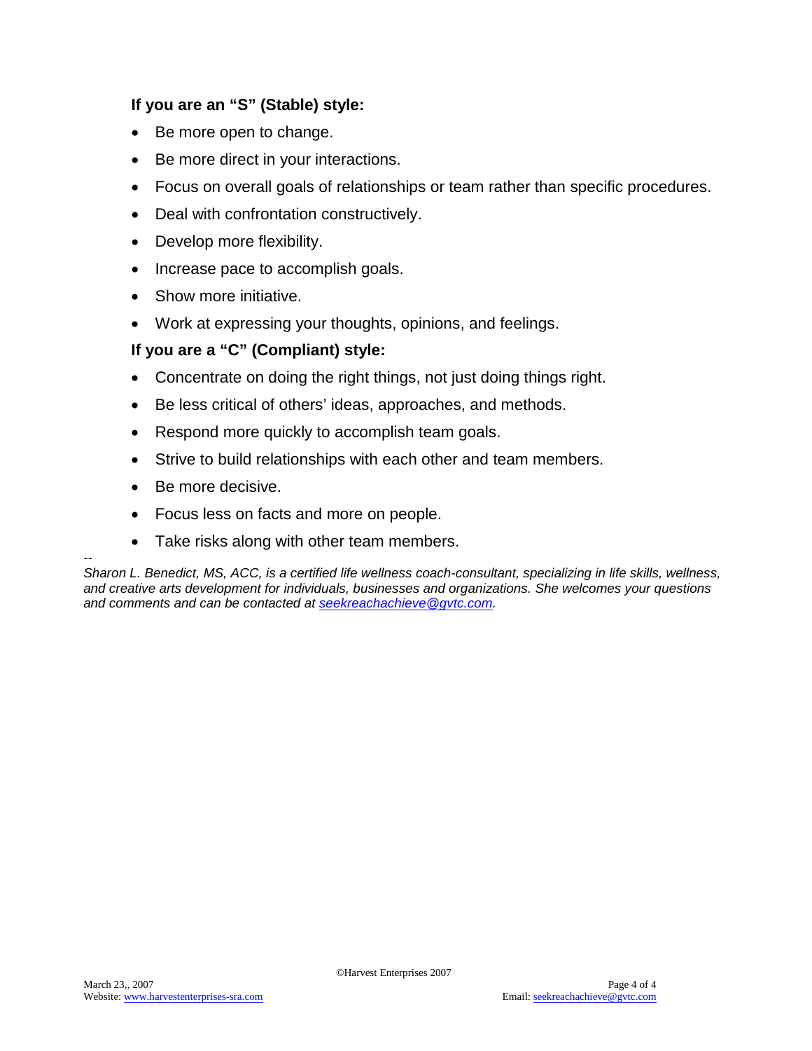**If you are an "S" (Stable) style:**

- Be more open to change.
- Be more direct in your interactions.
- Focus on overall goals of relationships or team rather than specific procedures.
- Deal with confrontation constructively.
- Develop more flexibility.
- Increase pace to accomplish goals.
- Show more initiative.
- Work at expressing your thoughts, opinions, and feelings.

**If you are a "C" (Compliant) style:**

- Concentrate on doing the right things, not just doing things right.
- Be less critical of others' ideas, approaches, and methods.
- Respond more quickly to accomplish team goals.
- Strive to build relationships with each other and team members.
- Be more decisive.
- Focus less on facts and more on people.
- Take risks along with other team members.

--

*Sharon L. Benedict, MS, ACC, is a certified life wellness coach-consultant, specializing in life skills, wellness, and creative arts development for individuals, businesses and organizations. She welcomes your questions and comments and can be contacted at seekreachachieve@gvtc.com.*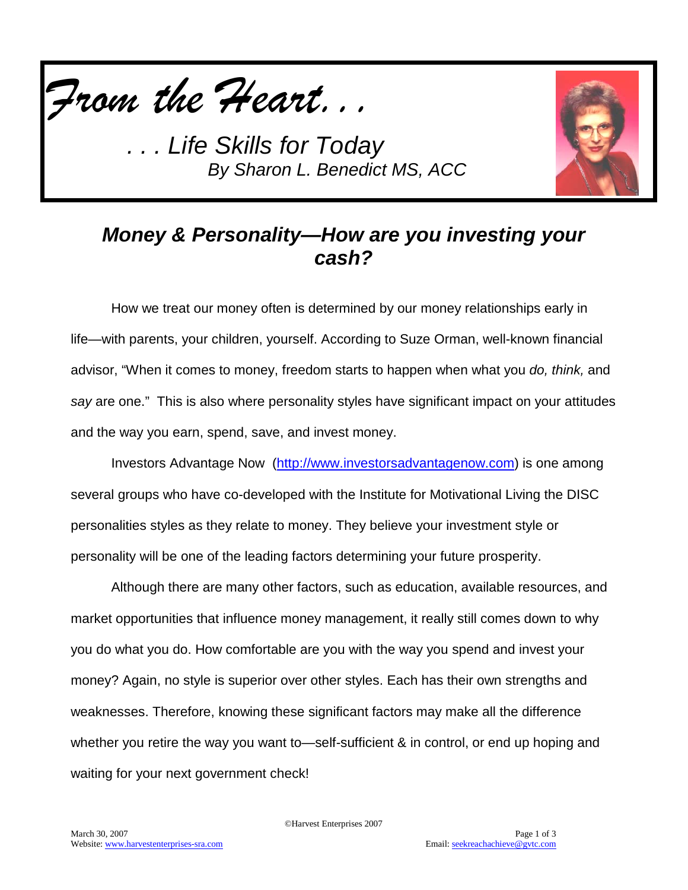*From the Heart. . .*

*. . . Life Skills for Today*

*By Sharon L. Benedict MS, ACC*

## *Money & Personality—How are you investing your cash?*

How we treat our money often is determined by our money relationships early in life—with parents, your children, yourself. According to Suze Orman, well-known financial advisor, "When it comes to money, freedom starts to happen when what you *do, think,* and *say* are one." This is also where personality styles have significant impact on your attitudes and the way you earn, spend, save, and invest money.

Investors Advantage Now (http://www.investorsadvantagenow.com) is one among several groups who have co-developed with the Institute for Motivational Living the DISC personalities styles as they relate to money. They believe your investment style or personality will be one of the leading factors determining your future prosperity.

Although there are many other factors, such as education, available resources, and market opportunities that influence money management, it really still comes down to why you do what you do. How comfortable are you with the way you spend and invest your money? Again, no style is superior over other styles. Each has their own strengths and weaknesses. Therefore, knowing these significant factors may make all the difference whether you retire the way you want to—self-sufficient & in control, or end up hoping and waiting for your next government check!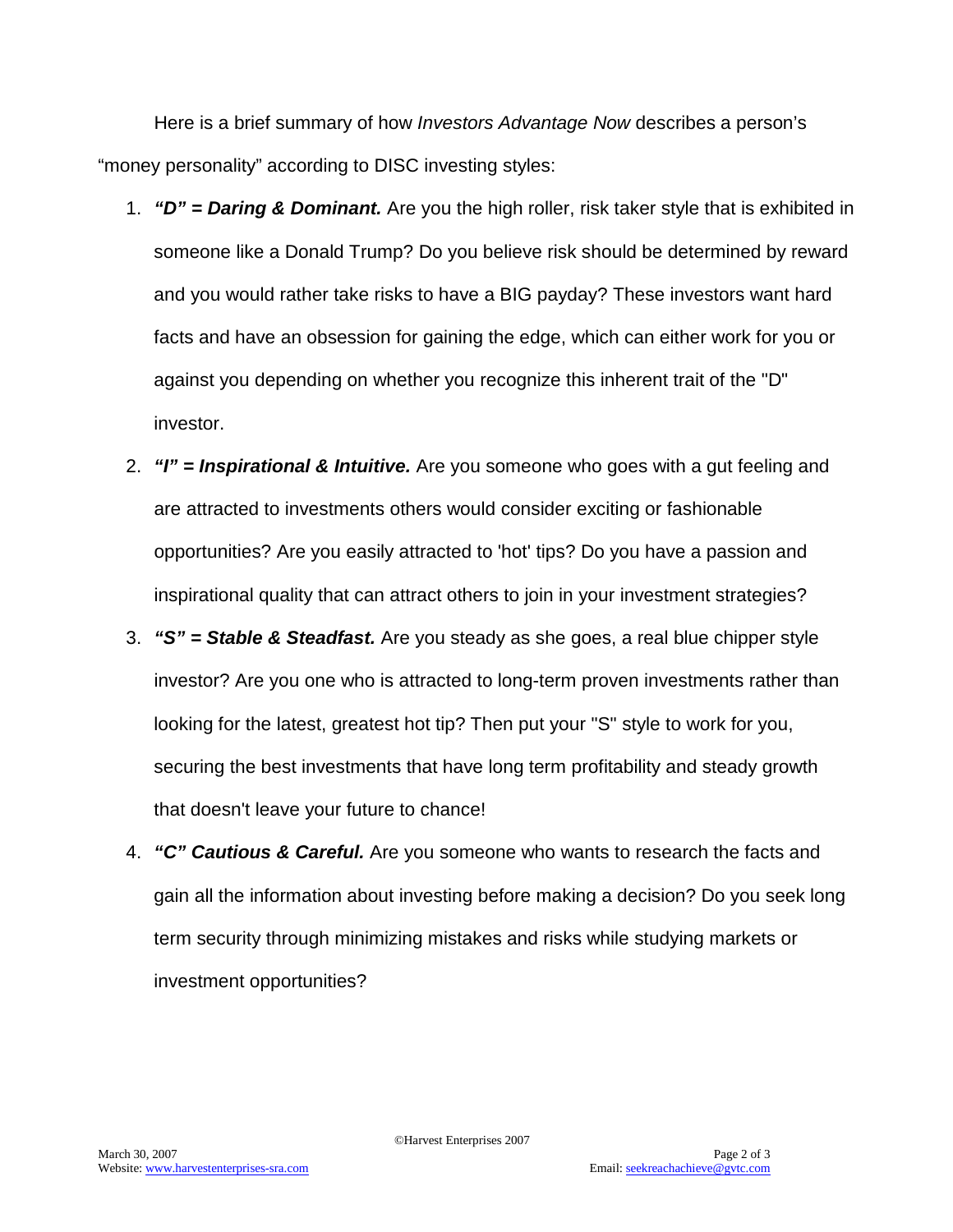Here is a brief summary of how *Investors Advantage Now* describes a person's "money personality" according to DISC investing styles:

1. ***"D" = Daring & Dominant.*** Are you the high roller, risk taker style that is exhibited in someone like a Donald Trump? Do you believe risk should be determined by reward and you would rather take risks to have a BIG payday? These investors want hard facts and have an obsession for gaining the edge, which can either work for you or against you depending on whether you recognize this inherent trait of the "D" investor.
2. ***"I" = Inspirational & Intuitive.*** Are you someone who goes with a gut feeling and are attracted to investments others would consider exciting or fashionable opportunities? Are you easily attracted to 'hot' tips? Do you have a passion and inspirational quality that can attract others to join in your investment strategies?
3. ***"S" = Stable & Steadfast.*** Are you steady as she goes, a real blue chipper style investor? Are you one who is attracted to long-term proven investments rather than looking for the latest, greatest hot tip? Then put your "S" style to work for you, securing the best investments that have long term profitability and steady growth that doesn't leave your future to chance!
4. ***"C" Cautious & Careful.*** Are you someone who wants to research the facts and gain all the information about investing before making a decision? Do you seek long term security through minimizing mistakes and risks while studying markets or investment opportunities?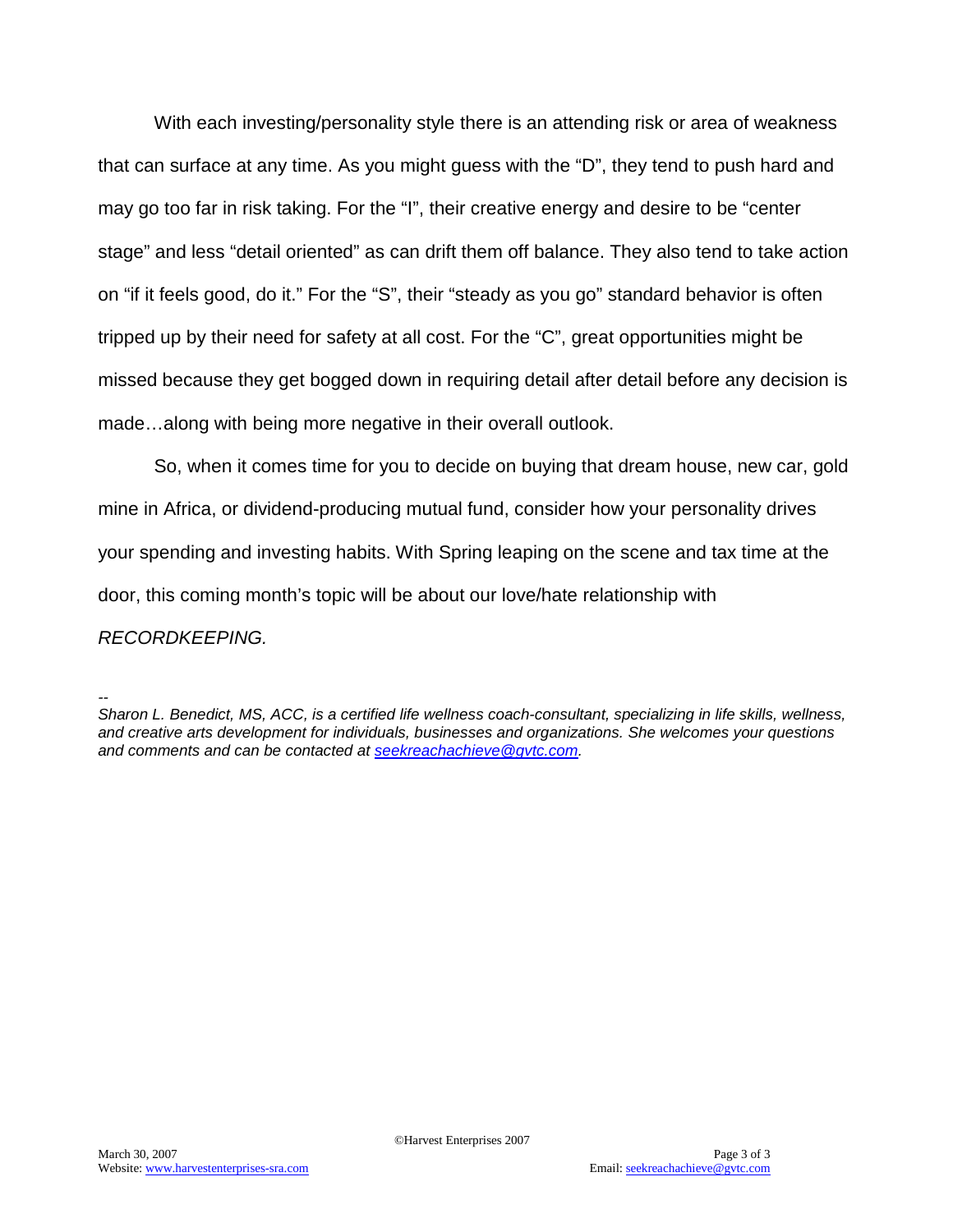With each investing/personality style there is an attending risk or area of weakness that can surface at any time. As you might guess with the "D", they tend to push hard and may go too far in risk taking. For the "I", their creative energy and desire to be "center stage" and less "detail oriented" as can drift them off balance. They also tend to take action on "if it feels good, do it." For the "S", their "steady as you go" standard behavior is often tripped up by their need for safety at all cost. For the "C", great opportunities might be missed because they get bogged down in requiring detail after detail before any decision is made…along with being more negative in their overall outlook.

So, when it comes time for you to decide on buying that dream house, new car, gold mine in Africa, or dividend-producing mutual fund, consider how your personality drives your spending and investing habits. With Spring leaping on the scene and tax time at the door, this coming month's topic will be about our love/hate relationship with *RECORDKEEPING.*

--

*Sharon L. Benedict, MS, ACC, is a certified life wellness coach-consultant, specializing in life skills, wellness, and creative arts development for individuals, businesses and organizations. She welcomes your questions and comments and can be contacted at seekreachachieve@gvtc.com.*